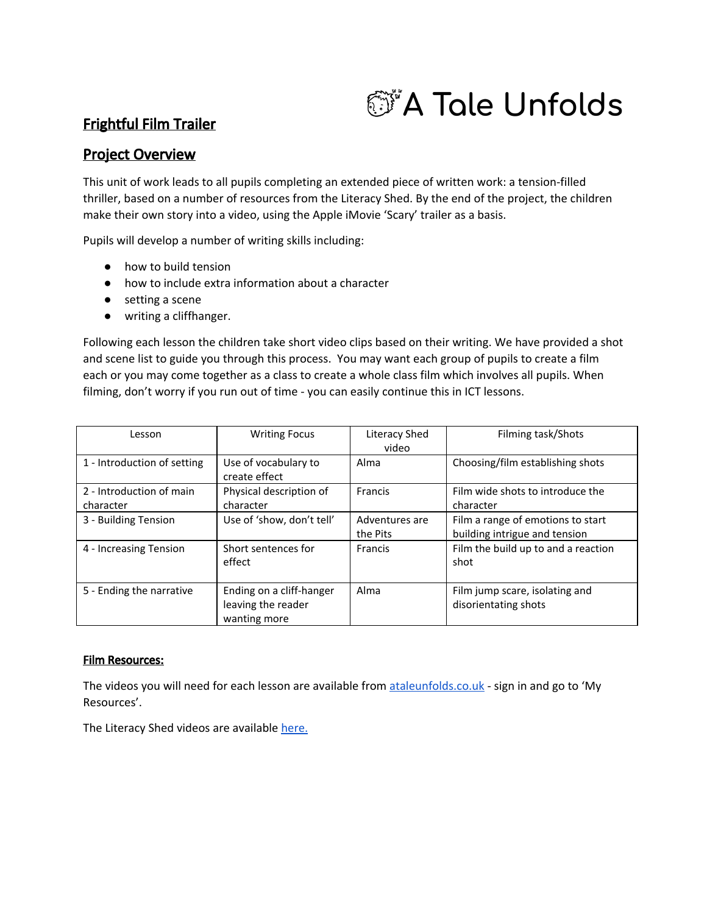# A Tale Unfolds

## Frightful Film Trailer

## Project Overview

This unit of work leads to all pupils completing an extended piece of written work: a tension-filled thriller, based on a number of resources from the Literacy Shed. By the end of the project, the children make their own story into a video, using the Apple iMovie 'Scary' trailer as a basis.

Pupils will develop a number of writing skills including:

- how to build tension
- how to include extra information about a character
- setting a scene
- writing a cliffhanger.

Following each lesson the children take short video clips based on their writing. We have provided a shot and scene list to guide you through this process. You may want each group of pupils to create a film each or you may come together as a class to create a whole class film which involves all pupils. When filming, don't worry if you run out of time - you can easily continue this in ICT lessons.

| Lesson | Writing Focus | Literacy Shed video | Filming task/Shots |
|---|---|---|---|
| 1 - Introduction of setting | Use of vocabulary to create effect | Alma | Choosing/film establishing shots |
| 2 - Introduction of main character | Physical description of character | Francis | Film wide shots to introduce the character |
| 3 - Building Tension | Use of 'show, don't tell' | Adventures are the Pits | Film a range of emotions to start building intrigue and tension |
| 4 - Increasing Tension | Short sentences for effect | Francis | Film the build up to and a reaction shot |
| 5 - Ending the narrative | Ending on a cliff-hanger leaving the reader wanting more | Alma | Film jump scare, isolating and disorientating shots |

**Film Resources:**

The videos you will need for each lesson are available from ataleunfolds.co.uk - sign in and go to 'My Resources'.

The Literacy Shed videos are available here.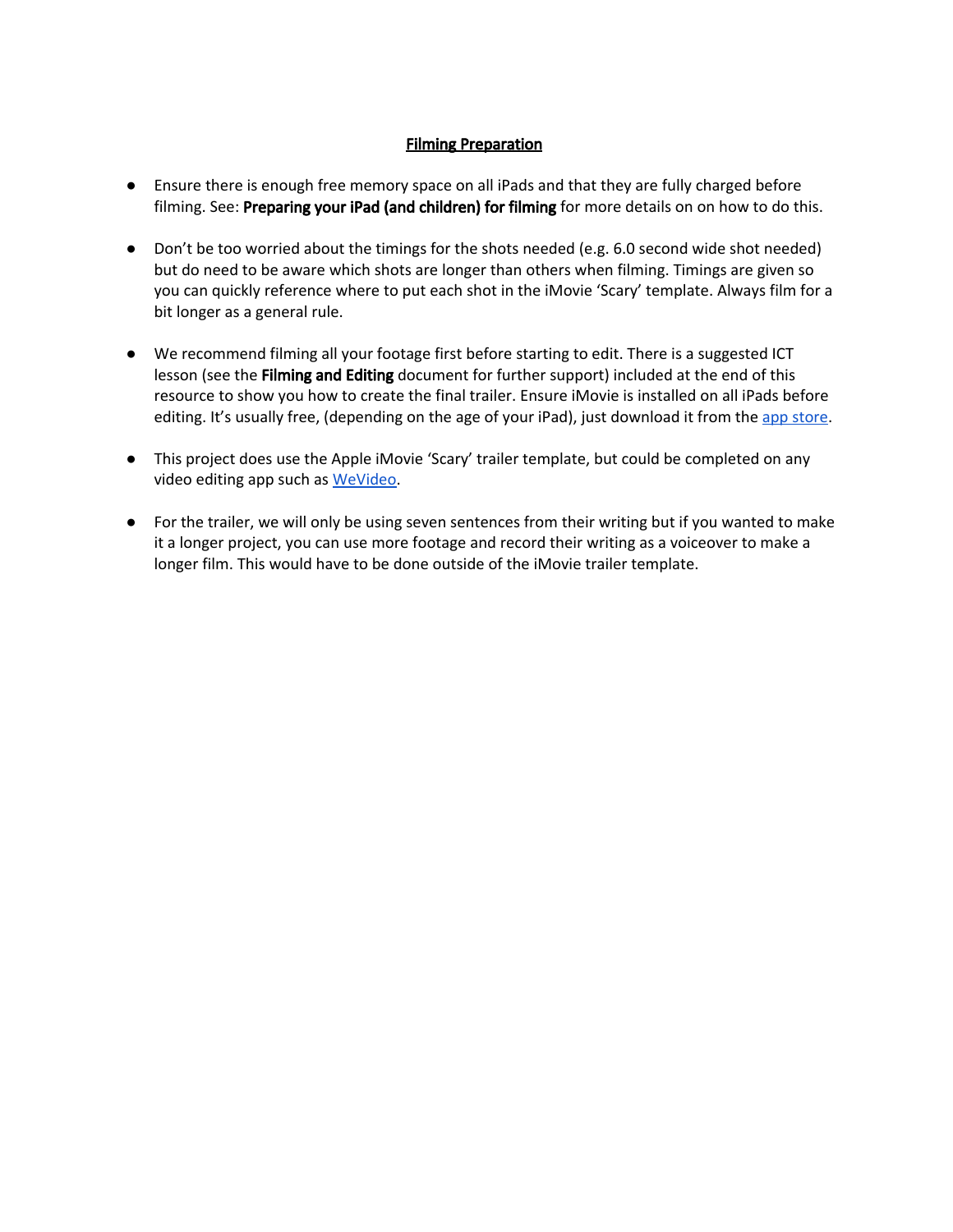## Filming Preparation

- Ensure there is enough free memory space on all iPads and that they are fully charged before filming. See: **Preparing your iPad (and children) for filming** for more details on on how to do this.

- Don't be too worried about the timings for the shots needed (e.g. 6.0 second wide shot needed) but do need to be aware which shots are longer than others when filming. Timings are given so you can quickly reference where to put each shot in the iMovie 'Scary' template. Always film for a bit longer as a general rule.

- We recommend filming all your footage first before starting to edit. There is a suggested ICT lesson (see the **Filming and Editing** document for further support) included at the end of this resource to show you how to create the final trailer. Ensure iMovie is installed on all iPads before editing. It's usually free, (depending on the age of your iPad), just download it from the app store.

- This project does use the Apple iMovie 'Scary' trailer template, but could be completed on any video editing app such as WeVideo.

- For the trailer, we will only be using seven sentences from their writing but if you wanted to make it a longer project, you can use more footage and record their writing as a voiceover to make a longer film. This would have to be done outside of the iMovie trailer template.